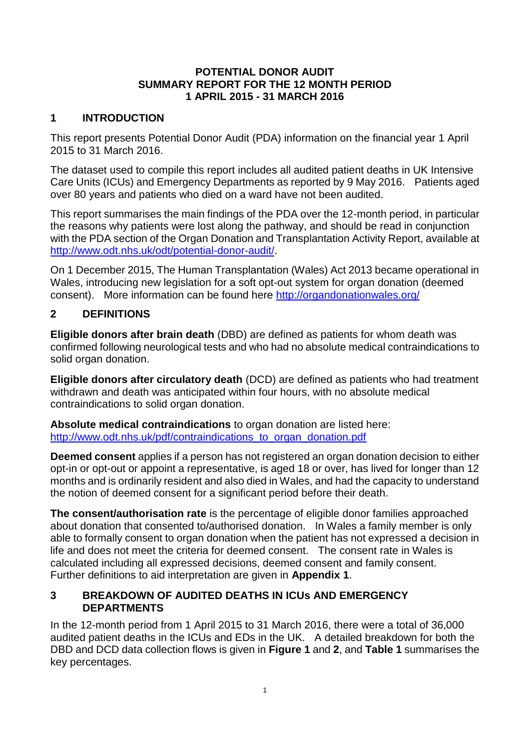# POTENTIAL DONOR AUDIT
# SUMMARY REPORT FOR THE 12 MONTH PERIOD
# 1 APRIL 2015 - 31 MARCH 2016

## 1 INTRODUCTION

This report presents Potential Donor Audit (PDA) information on the financial year 1 April 2015 to 31 March 2016.

The dataset used to compile this report includes all audited patient deaths in UK Intensive Care Units (ICUs) and Emergency Departments as reported by 9 May 2016. Patients aged over 80 years and patients who died on a ward have not been audited.

This report summarises the main findings of the PDA over the 12-month period, in particular the reasons why patients were lost along the pathway, and should be read in conjunction with the PDA section of the Organ Donation and Transplantation Activity Report, available at http://www.odt.nhs.uk/odt/potential-donor-audit/.

On 1 December 2015, The Human Transplantation (Wales) Act 2013 became operational in Wales, introducing new legislation for a soft opt-out system for organ donation (deemed consent). More information can be found here http://organdonationwales.org/

## 2 DEFINITIONS

**Eligible donors after brain death** (DBD) are defined as patients for whom death was confirmed following neurological tests and who had no absolute medical contraindications to solid organ donation.

**Eligible donors after circulatory death** (DCD) are defined as patients who had treatment withdrawn and death was anticipated within four hours, with no absolute medical contraindications to solid organ donation.

**Absolute medical contraindications** to organ donation are listed here: http://www.odt.nhs.uk/pdf/contraindications_to_organ_donation.pdf

**Deemed consent** applies if a person has not registered an organ donation decision to either opt-in or opt-out or appoint a representative, is aged 18 or over, has lived for longer than 12 months and is ordinarily resident and also died in Wales, and had the capacity to understand the notion of deemed consent for a significant period before their death.

**The consent/authorisation rate** is the percentage of eligible donor families approached about donation that consented to/authorised donation. In Wales a family member is only able to formally consent to organ donation when the patient has not expressed a decision in life and does not meet the criteria for deemed consent. The consent rate in Wales is calculated including all expressed decisions, deemed consent and family consent. Further definitions to aid interpretation are given in **Appendix 1**.

## 3 BREAKDOWN OF AUDITED DEATHS IN ICUs AND EMERGENCY DEPARTMENTS

In the 12-month period from 1 April 2015 to 31 March 2016, there were a total of 36,000 audited patient deaths in the ICUs and EDs in the UK. A detailed breakdown for both the DBD and DCD data collection flows is given in **Figure 1** and **2**, and **Table 1** summarises the key percentages.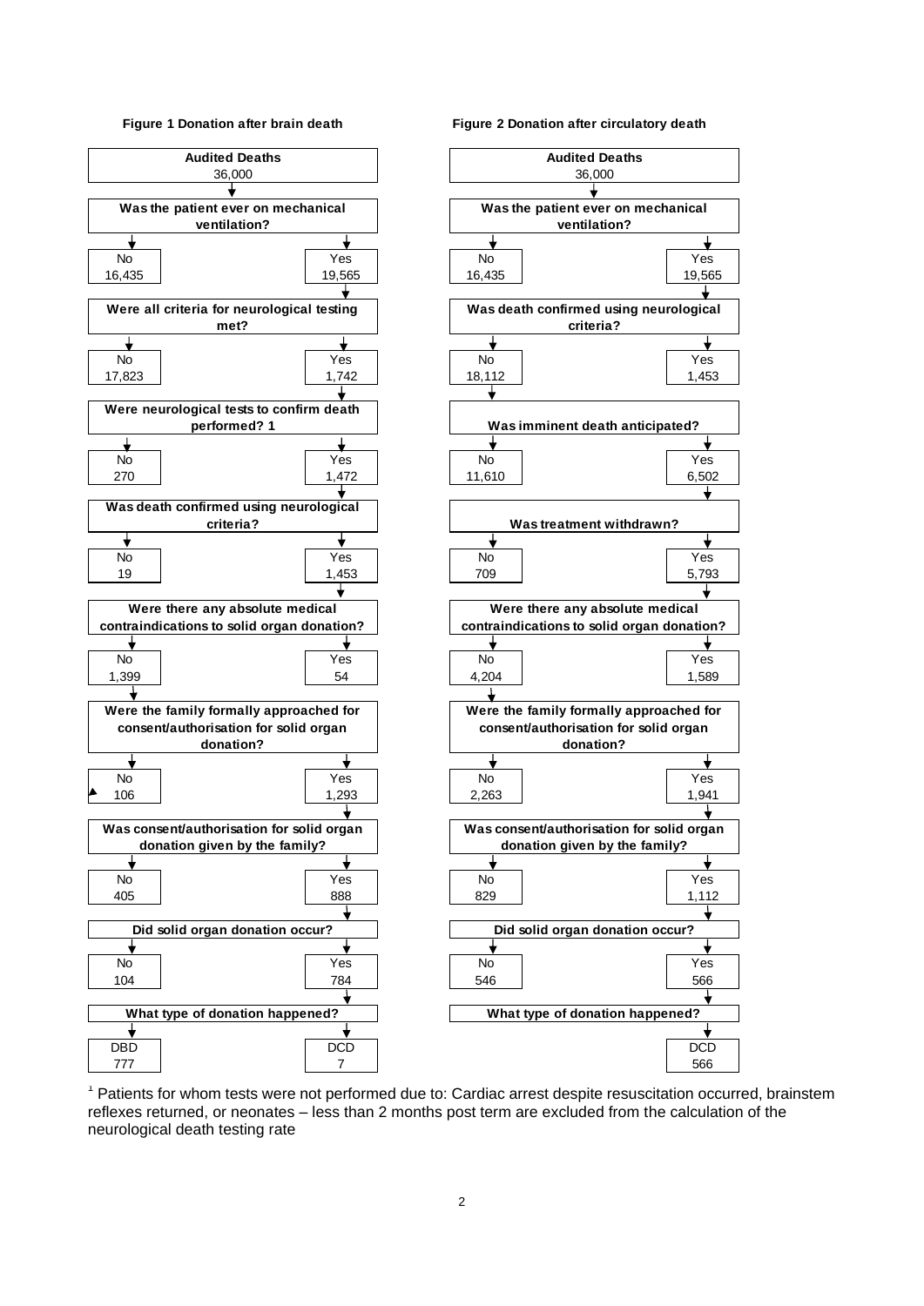**Figure 1 Donation after brain death**

| Question | No | Yes |
|---|---|---|
| Audited Deaths | | 36,000 |
| Was the patient ever on mechanical ventilation? | 16,435 | 19,565 |
| Were all criteria for neurological testing met? | 17,823 | 1,742 |
| Were neurological tests to confirm death performed? 1 | 270 | 1,472 |
| Was death confirmed using neurological criteria? | 19 | 1,453 |
| Were there any absolute medical contraindications to solid organ donation? | 1,399 | 54 |
| Were the family formally approached for consent/authorisation for solid organ donation? | 106 | 1,293 |
| Was consent/authorisation for solid organ donation given by the family? | 405 | 888 |
| Did solid organ donation occur? | 104 | 784 |
| What type of donation happened? | DBD 777 | DCD 7 |

**Figure 2 Donation after circulatory death**

| Question | No | Yes |
|---|---|---|
| Audited Deaths | | 36,000 |
| Was the patient ever on mechanical ventilation? | 16,435 | 19,565 |
| Was death confirmed using neurological criteria? | 18,112 | 1,453 |
| Was imminent death anticipated? | 11,610 | 6,502 |
| Was treatment withdrawn? | 709 | 5,793 |
| Were there any absolute medical contraindications to solid organ donation? | 4,204 | 1,589 |
| Were the family formally approached for consent/authorisation for solid organ donation? | 2,263 | 1,941 |
| Was consent/authorisation for solid organ donation given by the family? | 829 | 1,112 |
| Did solid organ donation occur? | 546 | 566 |
| What type of donation happened? | | DCD 566 |

[1] Patients for whom tests were not performed due to: Cardiac arrest despite resuscitation occurred, brainstem reflexes returned, or neonates – less than 2 months post term are excluded from the calculation of the neurological death testing rate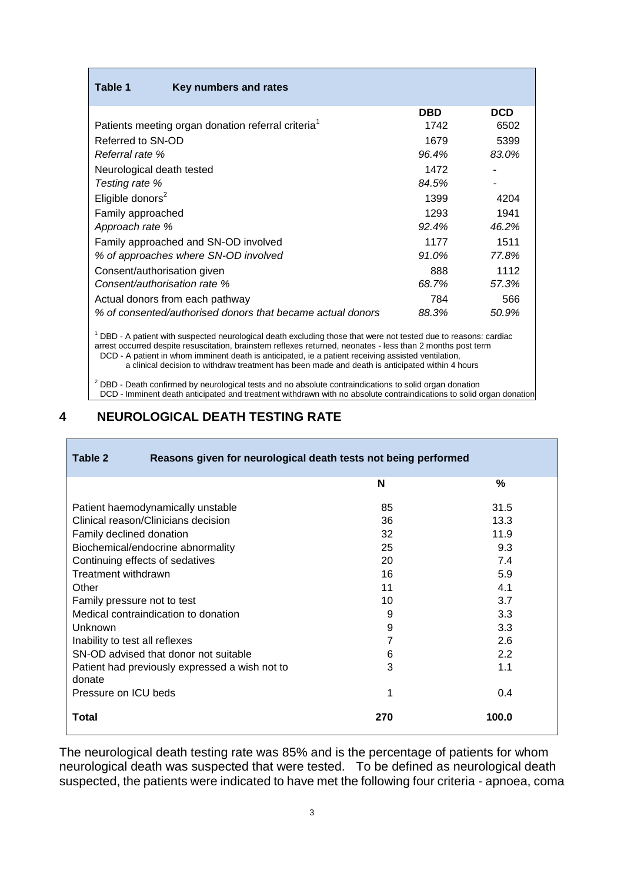| **Table 1** Key numbers and rates | | |
|---|---|---|
| | **DBD** | **DCD** |
| Patients meeting organ donation referral criteria[1] | 1742 | 6502 |
| Referred to SN-OD | 1679 | 5399 |
| *Referral rate %* | *96.4%* | *83.0%* |
| Neurological death tested | 1472 | - |
| *Testing rate %* | *84.5%* | - |
| Eligible donors[2] | 1399 | 4204 |
| Family approached | 1293 | 1941 |
| *Approach rate %* | *92.4%* | *46.2%* |
| Family approached and SN-OD involved | 1177 | 1511 |
| *% of approaches where SN-OD involved* | *91.0%* | *77.8%* |
| Consent/authorisation given | 888 | 1112 |
| *Consent/authorisation rate %* | *68.7%* | *57.3%* |
| Actual donors from each pathway | 784 | 566 |
| *% of consented/authorised donors that became actual donors* | *88.3%* | *50.9%* |

[1] DBD - A patient with suspected neurological death excluding those that were not tested due to reasons: cardiac arrest occurred despite resuscitation, brainstem reflexes returned, neonates - less than 2 months post term
DCD - A patient in whom imminent death is anticipated, ie a patient receiving assisted ventilation, a clinical decision to withdraw treatment has been made and death is anticipated within 4 hours

[2] DBD - Death confirmed by neurological tests and no absolute contraindications to solid organ donation
DCD - Imminent death anticipated and treatment withdrawn with no absolute contraindications to solid organ donation

## 4 NEUROLOGICAL DEATH TESTING RATE

| **Table 2** Reasons given for neurological death tests not being performed | | |
|---|---|---|
| | **N** | **%** |
| Patient haemodynamically unstable | 85 | 31.5 |
| Clinical reason/Clinicians decision | 36 | 13.3 |
| Family declined donation | 32 | 11.9 |
| Biochemical/endocrine abnormality | 25 | 9.3 |
| Continuing effects of sedatives | 20 | 7.4 |
| Treatment withdrawn | 16 | 5.9 |
| Other | 11 | 4.1 |
| Family pressure not to test | 10 | 3.7 |
| Medical contraindication to donation | 9 | 3.3 |
| Unknown | 9 | 3.3 |
| Inability to test all reflexes | 7 | 2.6 |
| SN-OD advised that donor not suitable | 6 | 2.2 |
| Patient had previously expressed a wish not to donate | 3 | 1.1 |
| Pressure on ICU beds | 1 | 0.4 |
| **Total** | **270** | **100.0** |

The neurological death testing rate was 85% and is the percentage of patients for whom neurological death was suspected that were tested. To be defined as neurological death suspected, the patients were indicated to have met the following four criteria - apnoea, coma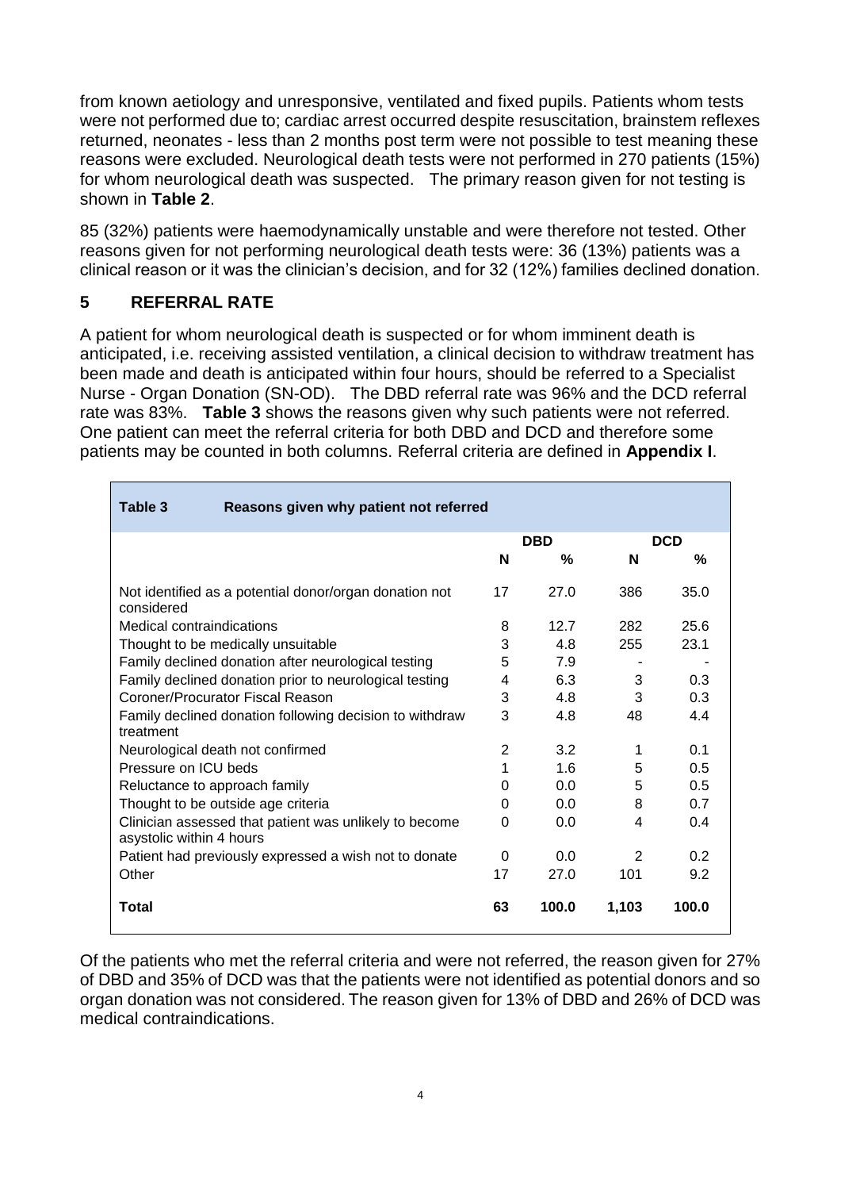from known aetiology and unresponsive, ventilated and fixed pupils. Patients whom tests were not performed due to; cardiac arrest occurred despite resuscitation, brainstem reflexes returned, neonates - less than 2 months post term were not possible to test meaning these reasons were excluded. Neurological death tests were not performed in 270 patients (15%) for whom neurological death was suspected. The primary reason given for not testing is shown in **Table 2**.

85 (32%) patients were haemodynamically unstable and were therefore not tested. Other reasons given for not performing neurological death tests were: 36 (13%) patients was a clinical reason or it was the clinician's decision, and for 32 (12%) families declined donation.

## 5 REFERRAL RATE

A patient for whom neurological death is suspected or for whom imminent death is anticipated, i.e. receiving assisted ventilation, a clinical decision to withdraw treatment has been made and death is anticipated within four hours, should be referred to a Specialist Nurse - Organ Donation (SN-OD). The DBD referral rate was 96% and the DCD referral rate was 83%. **Table 3** shows the reasons given why such patients were not referred. One patient can meet the referral criteria for both DBD and DCD and therefore some patients may be counted in both columns. Referral criteria are defined in **Appendix I**.

**Table 3 Reasons given why patient not referred**

| | DBD | | DCD | |
|---|---|---|---|---|
| | **N** | **%** | **N** | **%** |
| Not identified as a potential donor/organ donation not considered | 17 | 27.0 | 386 | 35.0 |
| Medical contraindications | 8 | 12.7 | 282 | 25.6 |
| Thought to be medically unsuitable | 3 | 4.8 | 255 | 23.1 |
| Family declined donation after neurological testing | 5 | 7.9 | - | - |
| Family declined donation prior to neurological testing | 4 | 6.3 | 3 | 0.3 |
| Coroner/Procurator Fiscal Reason | 3 | 4.8 | 3 | 0.3 |
| Family declined donation following decision to withdraw treatment | 3 | 4.8 | 48 | 4.4 |
| Neurological death not confirmed | 2 | 3.2 | 1 | 0.1 |
| Pressure on ICU beds | 1 | 1.6 | 5 | 0.5 |
| Reluctance to approach family | 0 | 0.0 | 5 | 0.5 |
| Thought to be outside age criteria | 0 | 0.0 | 8 | 0.7 |
| Clinician assessed that patient was unlikely to become asystolic within 4 hours | 0 | 0.0 | 4 | 0.4 |
| Patient had previously expressed a wish not to donate | 0 | 0.0 | 2 | 0.2 |
| Other | 17 | 27.0 | 101 | 9.2 |
| **Total** | **63** | **100.0** | **1,103** | **100.0** |

Of the patients who met the referral criteria and were not referred, the reason given for 27% of DBD and 35% of DCD was that the patients were not identified as potential donors and so organ donation was not considered. The reason given for 13% of DBD and 26% of DCD was medical contraindications.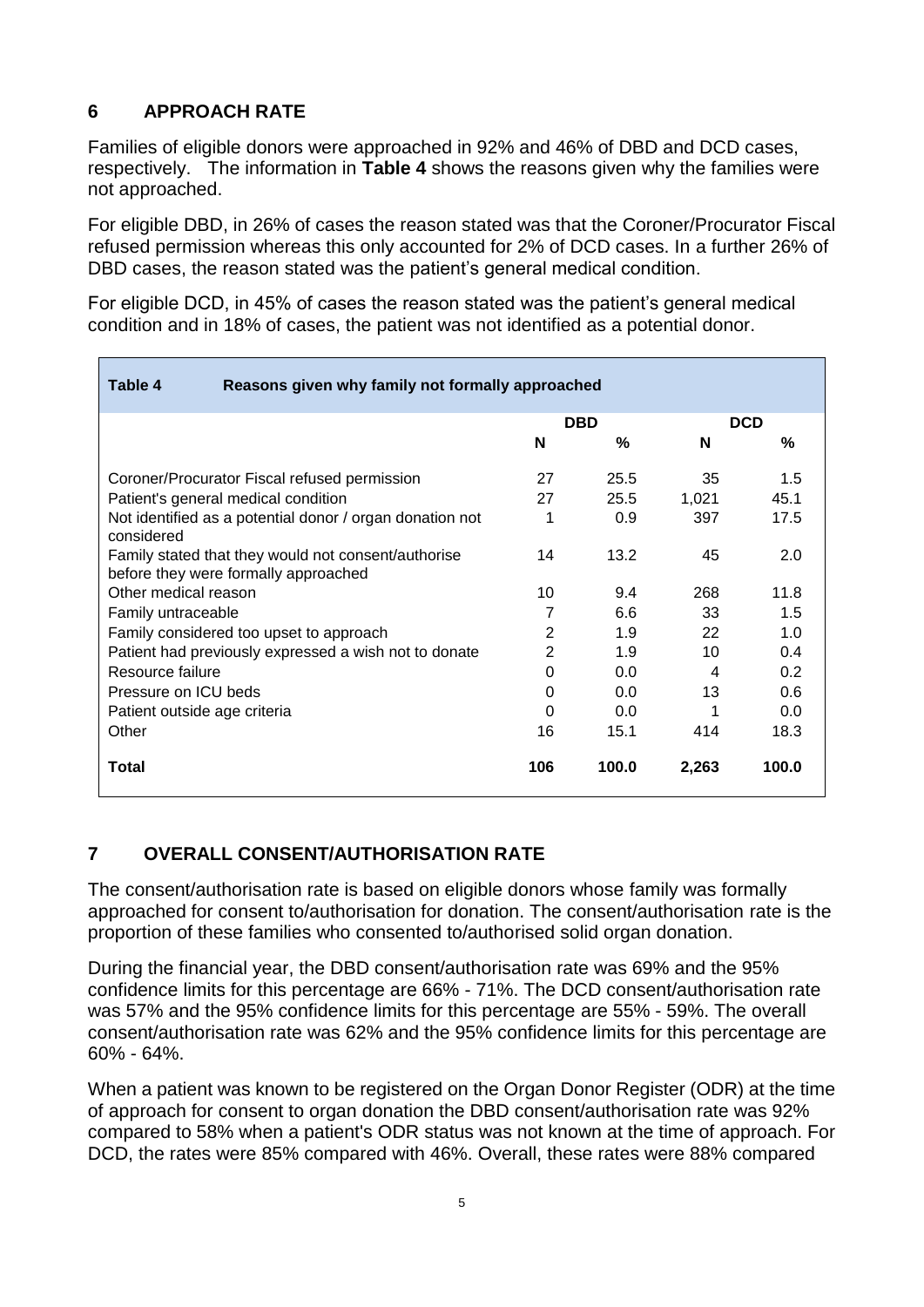## 6 APPROACH RATE

Families of eligible donors were approached in 92% and 46% of DBD and DCD cases, respectively. The information in **Table 4** shows the reasons given why the families were not approached.

For eligible DBD, in 26% of cases the reason stated was that the Coroner/Procurator Fiscal refused permission whereas this only accounted for 2% of DCD cases. In a further 26% of DBD cases, the reason stated was the patient's general medical condition.

For eligible DCD, in 45% of cases the reason stated was the patient's general medical condition and in 18% of cases, the patient was not identified as a potential donor.

**Table 4 Reasons given why family not formally approached**

| | DBD | | DCD | |
|---|---|---|---|---|
| | **N** | **%** | **N** | **%** |
| Coroner/Procurator Fiscal refused permission | 27 | 25.5 | 35 | 1.5 |
| Patient's general medical condition | 27 | 25.5 | 1,021 | 45.1 |
| Not identified as a potential donor / organ donation not considered | 1 | 0.9 | 397 | 17.5 |
| Family stated that they would not consent/authorise before they were formally approached | 14 | 13.2 | 45 | 2.0 |
| Other medical reason | 10 | 9.4 | 268 | 11.8 |
| Family untraceable | 7 | 6.6 | 33 | 1.5 |
| Family considered too upset to approach | 2 | 1.9 | 22 | 1.0 |
| Patient had previously expressed a wish not to donate | 2 | 1.9 | 10 | 0.4 |
| Resource failure | 0 | 0.0 | 4 | 0.2 |
| Pressure on ICU beds | 0 | 0.0 | 13 | 0.6 |
| Patient outside age criteria | 0 | 0.0 | 1 | 0.0 |
| Other | 16 | 15.1 | 414 | 18.3 |
| **Total** | **106** | **100.0** | **2,263** | **100.0** |

## 7 OVERALL CONSENT/AUTHORISATION RATE

The consent/authorisation rate is based on eligible donors whose family was formally approached for consent to/authorisation for donation. The consent/authorisation rate is the proportion of these families who consented to/authorised solid organ donation.

During the financial year, the DBD consent/authorisation rate was 69% and the 95% confidence limits for this percentage are 66% - 71%. The DCD consent/authorisation rate was 57% and the 95% confidence limits for this percentage are 55% - 59%. The overall consent/authorisation rate was 62% and the 95% confidence limits for this percentage are 60% - 64%.

When a patient was known to be registered on the Organ Donor Register (ODR) at the time of approach for consent to organ donation the DBD consent/authorisation rate was 92% compared to 58% when a patient's ODR status was not known at the time of approach. For DCD, the rates were 85% compared with 46%. Overall, these rates were 88% compared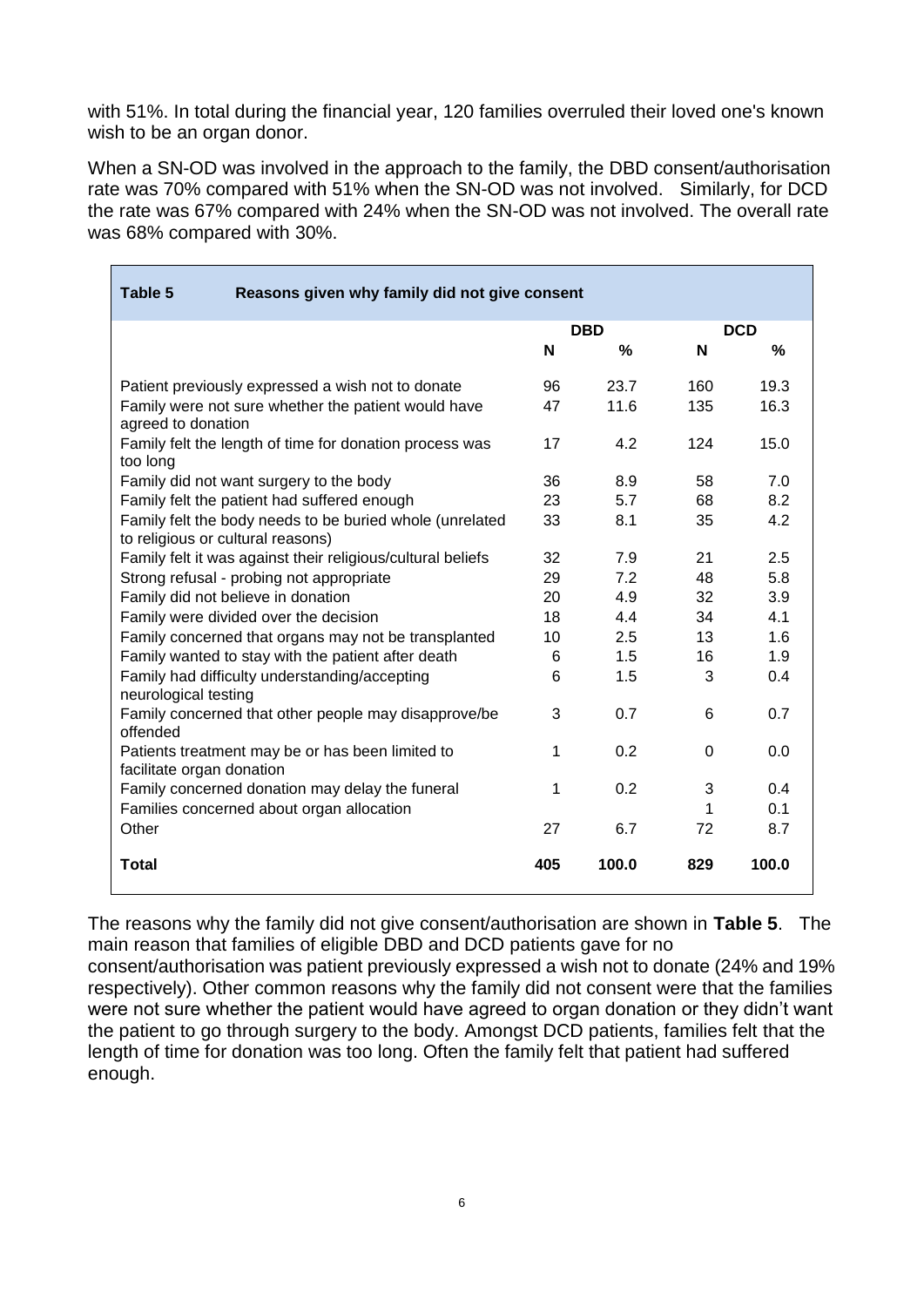with 51%. In total during the financial year, 120 families overruled their loved one's known wish to be an organ donor.

When a SN-OD was involved in the approach to the family, the DBD consent/authorisation rate was 70% compared with 51% when the SN-OD was not involved. Similarly, for DCD the rate was 67% compared with 24% when the SN-OD was not involved. The overall rate was 68% compared with 30%.

**Table 5 Reasons given why family did not give consent**

| | DBD | | DCD | |
|---|---|---|---|---|
| | **N** | **%** | **N** | **%** |
| Patient previously expressed a wish not to donate | 96 | 23.7 | 160 | 19.3 |
| Family were not sure whether the patient would have agreed to donation | 47 | 11.6 | 135 | 16.3 |
| Family felt the length of time for donation process was too long | 17 | 4.2 | 124 | 15.0 |
| Family did not want surgery to the body | 36 | 8.9 | 58 | 7.0 |
| Family felt the patient had suffered enough | 23 | 5.7 | 68 | 8.2 |
| Family felt the body needs to be buried whole (unrelated to religious or cultural reasons) | 33 | 8.1 | 35 | 4.2 |
| Family felt it was against their religious/cultural beliefs | 32 | 7.9 | 21 | 2.5 |
| Strong refusal - probing not appropriate | 29 | 7.2 | 48 | 5.8 |
| Family did not believe in donation | 20 | 4.9 | 32 | 3.9 |
| Family were divided over the decision | 18 | 4.4 | 34 | 4.1 |
| Family concerned that organs may not be transplanted | 10 | 2.5 | 13 | 1.6 |
| Family wanted to stay with the patient after death | 6 | 1.5 | 16 | 1.9 |
| Family had difficulty understanding/accepting neurological testing | 6 | 1.5 | 3 | 0.4 |
| Family concerned that other people may disapprove/be offended | 3 | 0.7 | 6 | 0.7 |
| Patients treatment may be or has been limited to facilitate organ donation | 1 | 0.2 | 0 | 0.0 |
| Family concerned donation may delay the funeral | 1 | 0.2 | 3 | 0.4 |
| Families concerned about organ allocation | | | 1 | 0.1 |
| Other | 27 | 6.7 | 72 | 8.7 |
| **Total** | **405** | **100.0** | **829** | **100.0** |

The reasons why the family did not give consent/authorisation are shown in **Table 5**. The main reason that families of eligible DBD and DCD patients gave for no consent/authorisation was patient previously expressed a wish not to donate (24% and 19% respectively). Other common reasons why the family did not consent were that the families were not sure whether the patient would have agreed to organ donation or they didn't want the patient to go through surgery to the body. Amongst DCD patients, families felt that the length of time for donation was too long. Often the family felt that patient had suffered enough.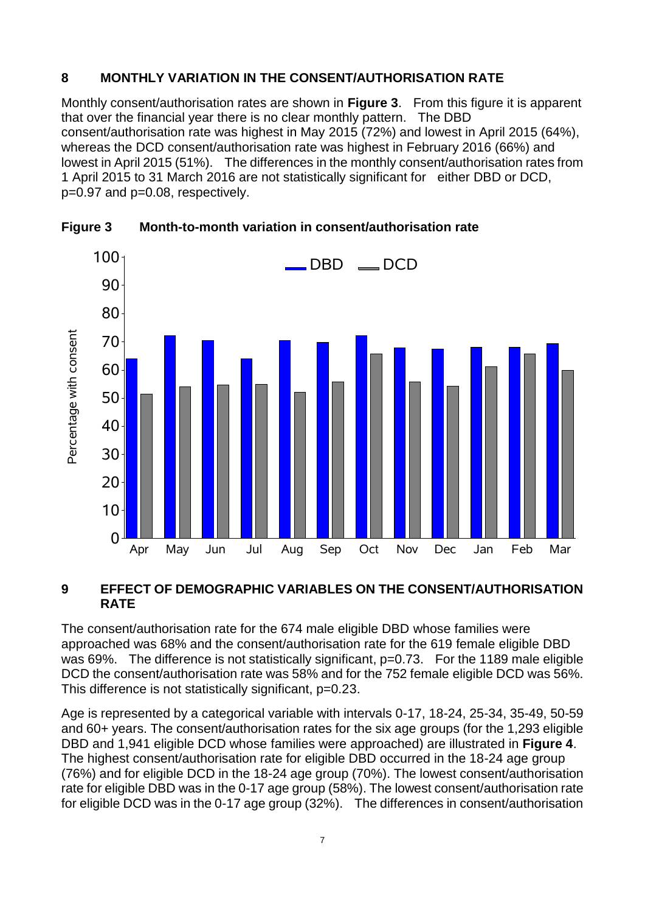## 8 MONTHLY VARIATION IN THE CONSENT/AUTHORISATION RATE

Monthly consent/authorisation rates are shown in **Figure 3**. From this figure it is apparent that over the financial year there is no clear monthly pattern. The DBD consent/authorisation rate was highest in May 2015 (72%) and lowest in April 2015 (64%), whereas the DCD consent/authorisation rate was highest in February 2016 (66%) and lowest in April 2015 (51%). The differences in the monthly consent/authorisation rates from 1 April 2015 to 31 March 2016 are not statistically significant for either DBD or DCD, p=0.97 and p=0.08, respectively.

**Figure 3 Month-to-month variation in consent/authorisation rate**

## 9 EFFECT OF DEMOGRAPHIC VARIABLES ON THE CONSENT/AUTHORISATION RATE

The consent/authorisation rate for the 674 male eligible DBD whose families were approached was 68% and the consent/authorisation rate for the 619 female eligible DBD was 69%. The difference is not statistically significant, p=0.73. For the 1189 male eligible DCD the consent/authorisation rate was 58% and for the 752 female eligible DCD was 56%. This difference is not statistically significant, p=0.23.

Age is represented by a categorical variable with intervals 0-17, 18-24, 25-34, 35-49, 50-59 and 60+ years. The consent/authorisation rates for the six age groups (for the 1,293 eligible DBD and 1,941 eligible DCD whose families were approached) are illustrated in **Figure 4**. The highest consent/authorisation rate for eligible DBD occurred in the 18-24 age group (76%) and for eligible DCD in the 18-24 age group (70%). The lowest consent/authorisation rate for eligible DBD was in the 0-17 age group (58%). The lowest consent/authorisation rate for eligible DCD was in the 0-17 age group (32%). The differences in consent/authorisation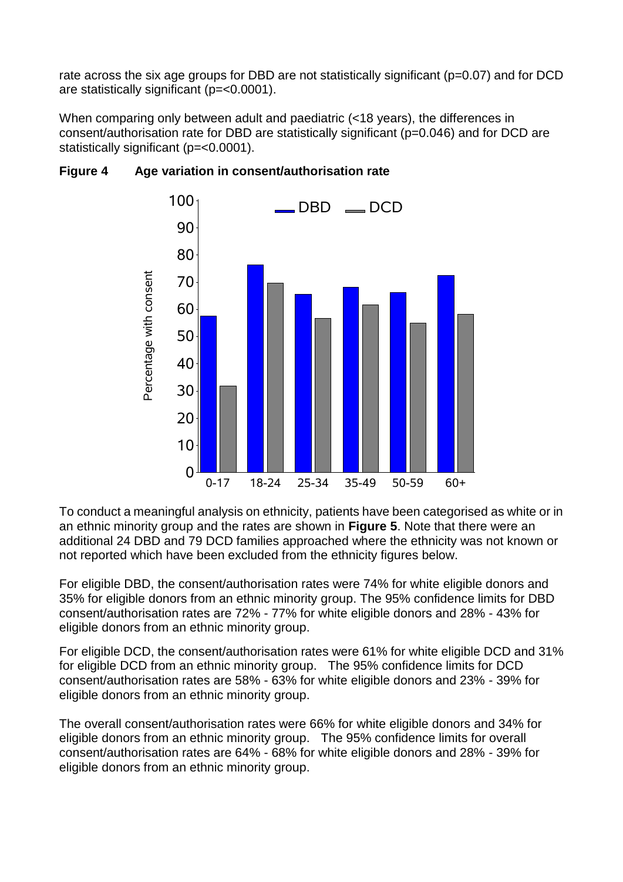rate across the six age groups for DBD are not statistically significant (p=0.07) and for DCD are statistically significant (p=<0.0001).

When comparing only between adult and paediatric (<18 years), the differences in consent/authorisation rate for DBD are statistically significant (p=0.046) and for DCD are statistically significant (p=<0.0001).

**Figure 4 Age variation in consent/authorisation rate**

To conduct a meaningful analysis on ethnicity, patients have been categorised as white or in an ethnic minority group and the rates are shown in **Figure 5**. Note that there were an additional 24 DBD and 79 DCD families approached where the ethnicity was not known or not reported which have been excluded from the ethnicity figures below.

For eligible DBD, the consent/authorisation rates were 74% for white eligible donors and 35% for eligible donors from an ethnic minority group. The 95% confidence limits for DBD consent/authorisation rates are 72% - 77% for white eligible donors and 28% - 43% for eligible donors from an ethnic minority group.

For eligible DCD, the consent/authorisation rates were 61% for white eligible DCD and 31% for eligible DCD from an ethnic minority group. The 95% confidence limits for DCD consent/authorisation rates are 58% - 63% for white eligible donors and 23% - 39% for eligible donors from an ethnic minority group.

The overall consent/authorisation rates were 66% for white eligible donors and 34% for eligible donors from an ethnic minority group. The 95% confidence limits for overall consent/authorisation rates are 64% - 68% for white eligible donors and 28% - 39% for eligible donors from an ethnic minority group.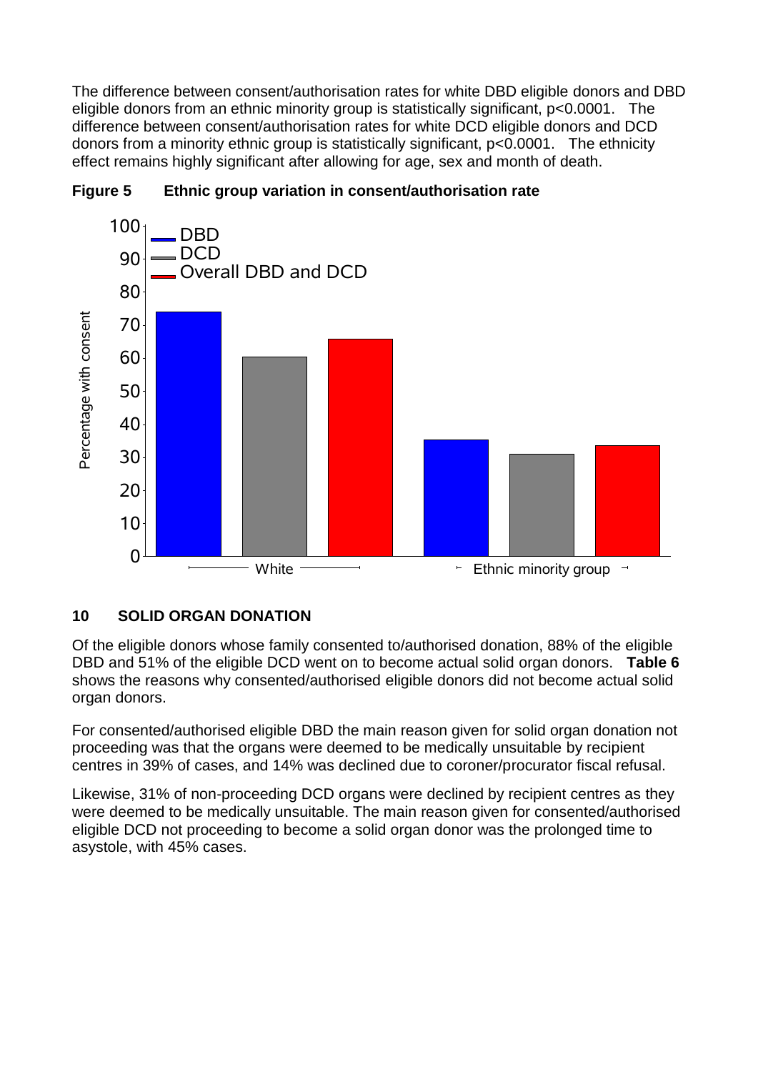The difference between consent/authorisation rates for white DBD eligible donors and DBD eligible donors from an ethnic minority group is statistically significant, $p<0.0001$. The difference between consent/authorisation rates for white DCD eligible donors and DCD donors from a minority ethnic group is statistically significant, $p<0.0001$. The ethnicity effect remains highly significant after allowing for age, sex and month of death.

**Figure 5 Ethnic group variation in consent/authorisation rate**

## 10 SOLID ORGAN DONATION

Of the eligible donors whose family consented to/authorised donation, 88% of the eligible DBD and 51% of the eligible DCD went on to become actual solid organ donors. **Table 6** shows the reasons why consented/authorised eligible donors did not become actual solid organ donors.

For consented/authorised eligible DBD the main reason given for solid organ donation not proceeding was that the organs were deemed to be medically unsuitable by recipient centres in 39% of cases, and 14% was declined due to coroner/procurator fiscal refusal.

Likewise, 31% of non-proceeding DCD organs were declined by recipient centres as they were deemed to be medically unsuitable. The main reason given for consented/authorised eligible DCD not proceeding to become a solid organ donor was the prolonged time to asystole, with 45% cases.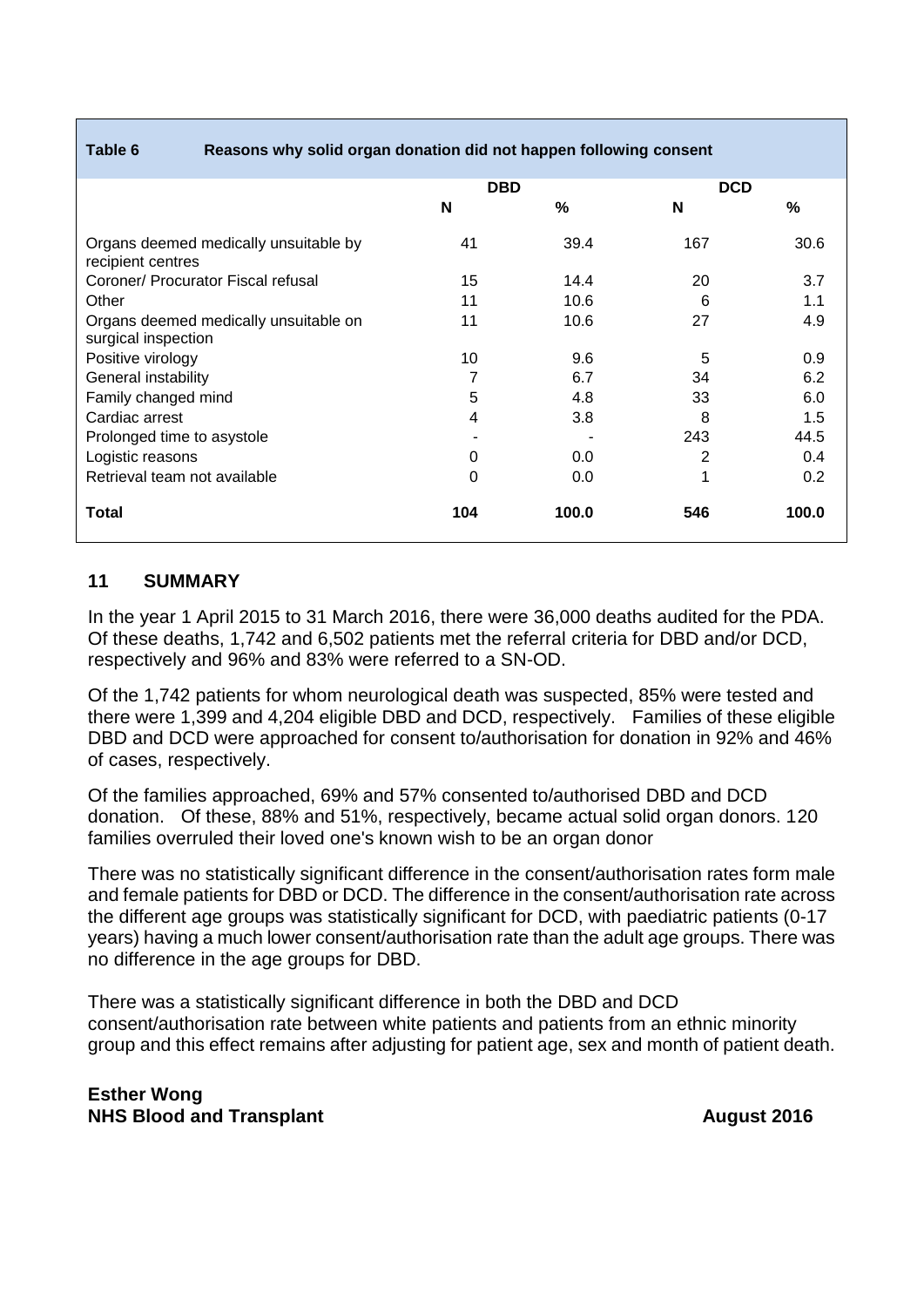**Table 6 Reasons why solid organ donation did not happen following consent**

| | DBD | | DCD | |
|---|---|---|---|---|
| | **N** | **%** | **N** | **%** |
| Organs deemed medically unsuitable by recipient centres | 41 | 39.4 | 167 | 30.6 |
| Coroner/ Procurator Fiscal refusal | 15 | 14.4 | 20 | 3.7 |
| Other | 11 | 10.6 | 6 | 1.1 |
| Organs deemed medically unsuitable on surgical inspection | 11 | 10.6 | 27 | 4.9 |
| Positive virology | 10 | 9.6 | 5 | 0.9 |
| General instability | 7 | 6.7 | 34 | 6.2 |
| Family changed mind | 5 | 4.8 | 33 | 6.0 |
| Cardiac arrest | 4 | 3.8 | 8 | 1.5 |
| Prolonged time to asystole | - | - | 243 | 44.5 |
| Logistic reasons | 0 | 0.0 | 2 | 0.4 |
| Retrieval team not available | 0 | 0.0 | 1 | 0.2 |
| **Total** | **104** | **100.0** | **546** | **100.0** |

## 11 SUMMARY

In the year 1 April 2015 to 31 March 2016, there were 36,000 deaths audited for the PDA. Of these deaths, 1,742 and 6,502 patients met the referral criteria for DBD and/or DCD, respectively and 96% and 83% were referred to a SN-OD.

Of the 1,742 patients for whom neurological death was suspected, 85% were tested and there were 1,399 and 4,204 eligible DBD and DCD, respectively. Families of these eligible DBD and DCD were approached for consent to/authorisation for donation in 92% and 46% of cases, respectively.

Of the families approached, 69% and 57% consented to/authorised DBD and DCD donation. Of these, 88% and 51%, respectively, became actual solid organ donors. 120 families overruled their loved one's known wish to be an organ donor

There was no statistically significant difference in the consent/authorisation rates form male and female patients for DBD or DCD. The difference in the consent/authorisation rate across the different age groups was statistically significant for DCD, with paediatric patients (0-17 years) having a much lower consent/authorisation rate than the adult age groups. There was no difference in the age groups for DBD.

There was a statistically significant difference in both the DBD and DCD consent/authorisation rate between white patients and patients from an ethnic minority group and this effect remains after adjusting for patient age, sex and month of patient death.

**Esther Wong**
**NHS Blood and Transplant** **August 2016**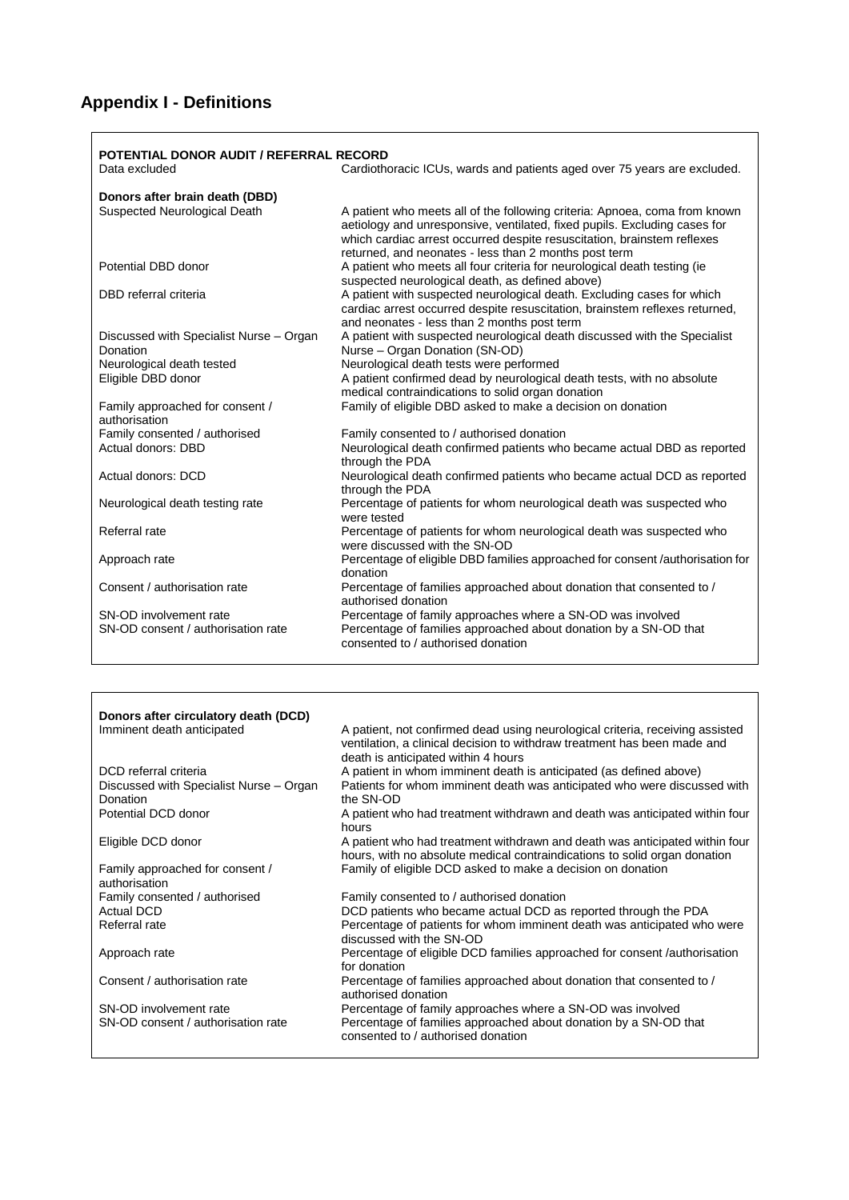## Appendix I - Definitions

**POTENTIAL DONOR AUDIT / REFERRAL RECORD**

| | |
|---|---|
| Data excluded | Cardiothoracic ICUs, wards and patients aged over 75 years are excluded. |
| **Donors after brain death (DBD)** | |
| Suspected Neurological Death | A patient who meets all of the following criteria: Apnoea, coma from known aetiology and unresponsive, ventilated, fixed pupils. Excluding cases for which cardiac arrest occurred despite resuscitation, brainstem reflexes returned, and neonates - less than 2 months post term |
| Potential DBD donor | A patient who meets all four criteria for neurological death testing (ie suspected neurological death, as defined above) |
| DBD referral criteria | A patient with suspected neurological death. Excluding cases for which cardiac arrest occurred despite resuscitation, brainstem reflexes returned, and neonates - less than 2 months post term |
| Discussed with Specialist Nurse – Organ Donation | A patient with suspected neurological death discussed with the Specialist Nurse – Organ Donation (SN-OD) |
| Neurological death tested | Neurological death tests were performed |
| Eligible DBD donor | A patient confirmed dead by neurological death tests, with no absolute medical contraindications to solid organ donation |
| Family approached for consent / authorisation | Family of eligible DBD asked to make a decision on donation |
| Family consented / authorised | Family consented to / authorised donation |
| Actual donors: DBD | Neurological death confirmed patients who became actual DBD as reported through the PDA |
| Actual donors: DCD | Neurological death confirmed patients who became actual DCD as reported through the PDA |
| Neurological death testing rate | Percentage of patients for whom neurological death was suspected who were tested |
| Referral rate | Percentage of patients for whom neurological death was suspected who were discussed with the SN-OD |
| Approach rate | Percentage of eligible DBD families approached for consent /authorisation for donation |
| Consent / authorisation rate | Percentage of families approached about donation that consented to / authorised donation |
| SN-OD involvement rate | Percentage of family approaches where a SN-OD was involved |
| SN-OD consent / authorisation rate | Percentage of families approached about donation by a SN-OD that consented to / authorised donation |

| | |
|---|---|
| **Donors after circulatory death (DCD)** | |
| Imminent death anticipated | A patient, not confirmed dead using neurological criteria, receiving assisted ventilation, a clinical decision to withdraw treatment has been made and death is anticipated within 4 hours |
| DCD referral criteria | A patient in whom imminent death is anticipated (as defined above) |
| Discussed with Specialist Nurse – Organ Donation | Patients for whom imminent death was anticipated who were discussed with the SN-OD |
| Potential DCD donor | A patient who had treatment withdrawn and death was anticipated within four hours |
| Eligible DCD donor | A patient who had treatment withdrawn and death was anticipated within four hours, with no absolute medical contraindications to solid organ donation |
| Family approached for consent / authorisation | Family of eligible DCD asked to make a decision on donation |
| Family consented / authorised | Family consented to / authorised donation |
| Actual DCD | DCD patients who became actual DCD as reported through the PDA |
| Referral rate | Percentage of patients for whom imminent death was anticipated who were discussed with the SN-OD |
| Approach rate | Percentage of eligible DCD families approached for consent /authorisation for donation |
| Consent / authorisation rate | Percentage of families approached about donation that consented to / authorised donation |
| SN-OD involvement rate | Percentage of family approaches where a SN-OD was involved |
| SN-OD consent / authorisation rate | Percentage of families approached about donation by a SN-OD that consented to / authorised donation |